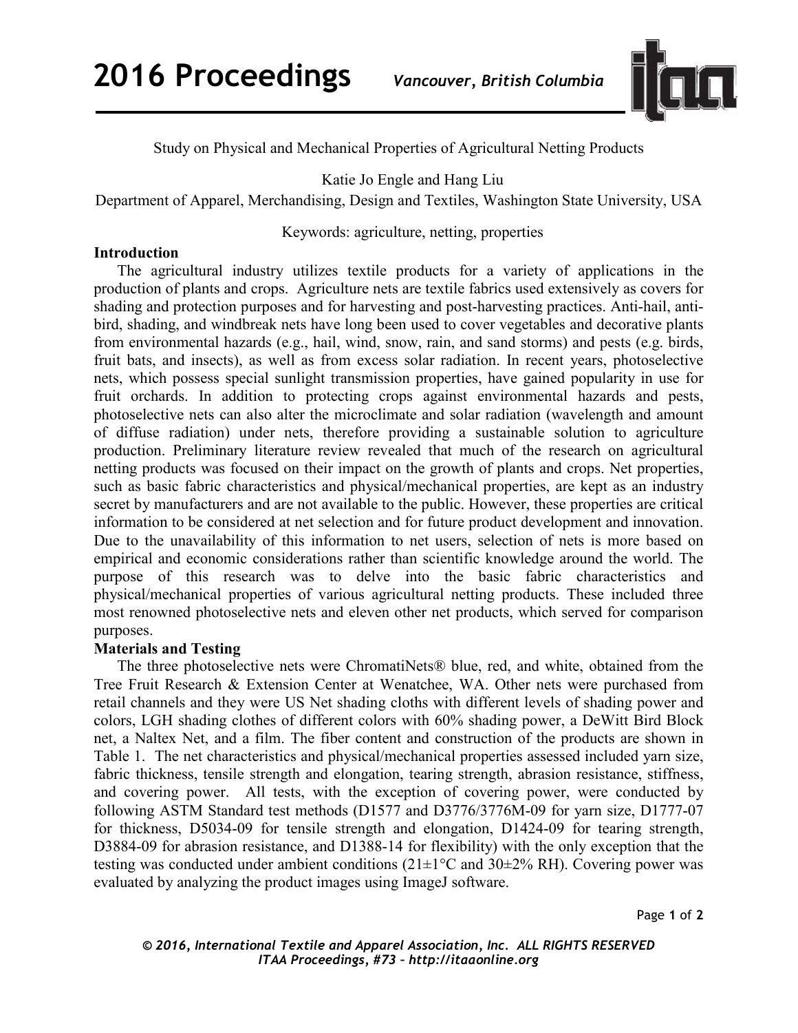Study on Physical and Mechanical Properties of Agricultural Netting Products

Katie Jo Engle and Hang Liu

Department of Apparel, Merchandising, Design and Textiles, Washington State University, USA

Keywords: agriculture, netting, properties

**Introduction**

The agricultural industry utilizes textile products for a variety of applications in the production of plants and crops. Agriculture nets are textile fabrics used extensively as covers for shading and protection purposes and for harvesting and post-harvesting practices. Anti-hail, anti-bird, shading, and windbreak nets have long been used to cover vegetables and decorative plants from environmental hazards (e.g., hail, wind, snow, rain, and sand storms) and pests (e.g. birds, fruit bats, and insects), as well as from excess solar radiation. In recent years, photoselective nets, which possess special sunlight transmission properties, have gained popularity in use for fruit orchards. In addition to protecting crops against environmental hazards and pests, photoselective nets can also alter the microclimate and solar radiation (wavelength and amount of diffuse radiation) under nets, therefore providing a sustainable solution to agriculture production. Preliminary literature review revealed that much of the research on agricultural netting products was focused on their impact on the growth of plants and crops. Net properties, such as basic fabric characteristics and physical/mechanical properties, are kept as an industry secret by manufacturers and are not available to the public. However, these properties are critical information to be considered at net selection and for future product development and innovation. Due to the unavailability of this information to net users, selection of nets is more based on empirical and economic considerations rather than scientific knowledge around the world. The purpose of this research was to delve into the basic fabric characteristics and physical/mechanical properties of various agricultural netting products. These included three most renowned photoselective nets and eleven other net products, which served for comparison purposes.

**Materials and Testing**

The three photoselective nets were ChromatiNets® blue, red, and white, obtained from the Tree Fruit Research & Extension Center at Wenatchee, WA. Other nets were purchased from retail channels and they were US Net shading cloths with different levels of shading power and colors, LGH shading clothes of different colors with 60% shading power, a DeWitt Bird Block net, a Naltex Net, and a film. The fiber content and construction of the products are shown in Table 1. The net characteristics and physical/mechanical properties assessed included yarn size, fabric thickness, tensile strength and elongation, tearing strength, abrasion resistance, stiffness, and covering power. All tests, with the exception of covering power, were conducted by following ASTM Standard test methods (D1577 and D3776/3776M-09 for yarn size, D1777-07 for thickness, D5034-09 for tensile strength and elongation, D1424-09 for tearing strength, D3884-09 for abrasion resistance, and D1388-14 for flexibility) with the only exception that the testing was conducted under ambient conditions (21±1°C and 30±2% RH). Covering power was evaluated by analyzing the product images using ImageJ software.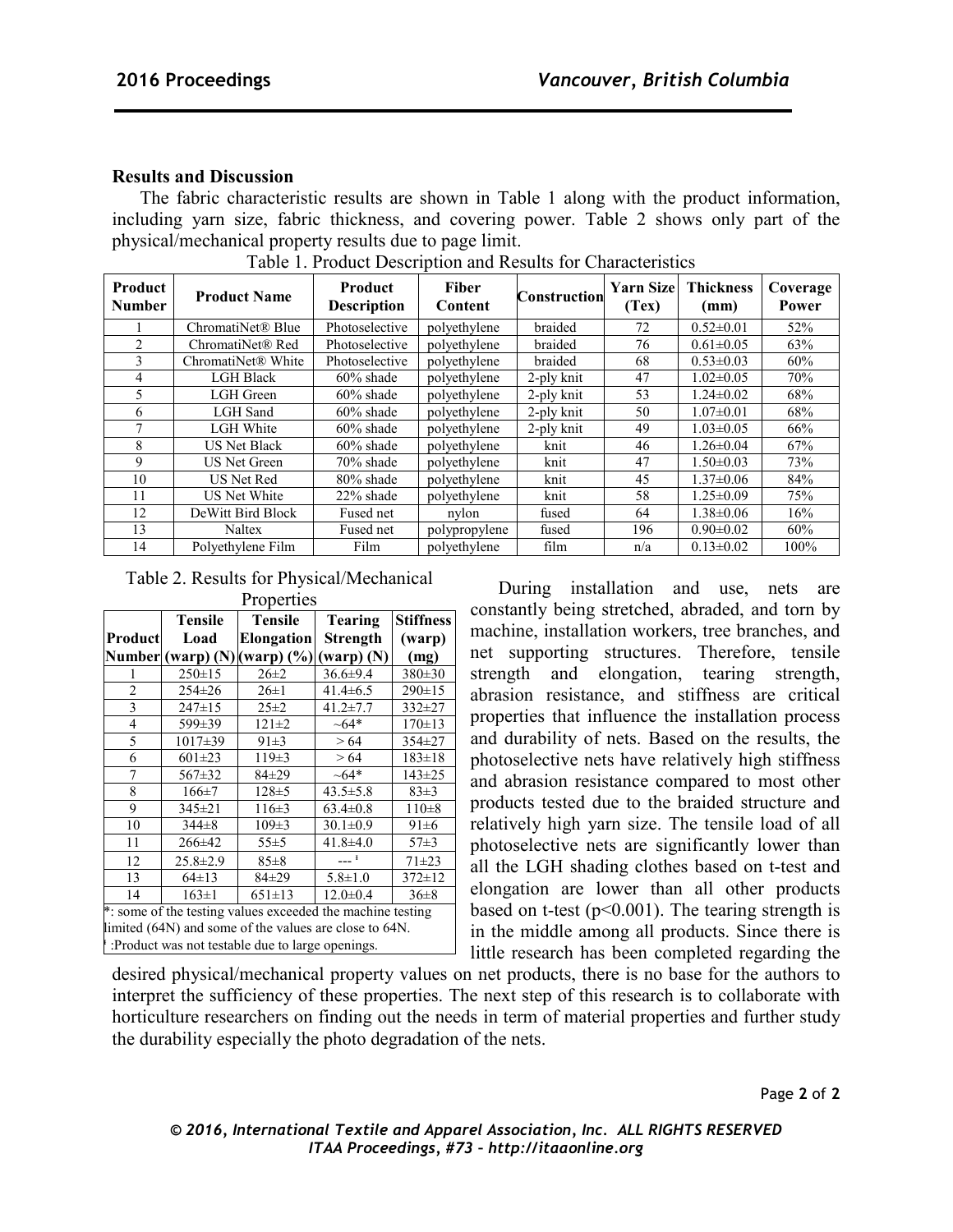## Results and Discussion

The fabric characteristic results are shown in Table 1 along with the product information, including yarn size, fabric thickness, and covering power. Table 2 shows only part of the physical/mechanical property results due to page limit.

Table 1. Product Description and Results for Characteristics

| Product Number | Product Name | Product Description | Fiber Content | Construction | Yarn Size (Tex) | Thickness (mm) | Coverage Power |
|---|---|---|---|---|---|---|---|
| 1 | ChromatiNet® Blue | Photoselective | polyethylene | braided | 72 | 0.52±0.01 | 52% |
| 2 | ChromatiNet® Red | Photoselective | polyethylene | braided | 76 | 0.61±0.05 | 63% |
| 3 | ChromatiNet® White | Photoselective | polyethylene | braided | 68 | 0.53±0.03 | 60% |
| 4 | LGH Black | 60% shade | polyethylene | 2-ply knit | 47 | 1.02±0.05 | 70% |
| 5 | LGH Green | 60% shade | polyethylene | 2-ply knit | 53 | 1.24±0.02 | 68% |
| 6 | LGH Sand | 60% shade | polyethylene | 2-ply knit | 50 | 1.07±0.01 | 68% |
| 7 | LGH White | 60% shade | polyethylene | 2-ply knit | 49 | 1.03±0.05 | 66% |
| 8 | US Net Black | 60% shade | polyethylene | knit | 46 | 1.26±0.04 | 67% |
| 9 | US Net Green | 70% shade | polyethylene | knit | 47 | 1.50±0.03 | 73% |
| 10 | US Net Red | 80% shade | polyethylene | knit | 45 | 1.37±0.06 | 84% |
| 11 | US Net White | 22% shade | polyethylene | knit | 58 | 1.25±0.09 | 75% |
| 12 | DeWitt Bird Block | Fused net | nylon | fused | 64 | 1.38±0.06 | 16% |
| 13 | Naltex | Fused net | polypropylene | fused | 196 | 0.90±0.02 | 60% |
| 14 | Polyethylene Film | Film | polyethylene | film | n/a | 0.13±0.02 | 100% |

Table 2. Results for Physical/Mechanical Properties

| Product Number | Tensile Load (warp) (N) | Tensile Elongation (warp) (%) | Tearing Strength (warp) (N) | Stiffness (warp) (mg) |
|---|---|---|---|---|
| 1 | 250±15 | 26±2 | 36.6±9.4 | 380±30 |
| 2 | 254±26 | 26±1 | 41.4±6.5 | 290±15 |
| 3 | 247±15 | 25±2 | 41.2±7.7 | 332±27 |
| 4 | 599±39 | 121±2 | ~64* | 170±13 |
| 5 | 1017±39 | 91±3 | > 64 | 354±27 |
| 6 | 601±23 | 119±3 | > 64 | 183±18 |
| 7 | 567±32 | 84±29 | ~64* | 143±25 |
| 8 | 166±7 | 128±5 | 43.5±5.8 | 83±3 |
| 9 | 345±21 | 116±3 | 63.4±0.8 | 110±8 |
| 10 | 344±8 | 109±3 | 30.1±0.9 | 91±6 |
| 11 | 266±42 | 55±5 | 41.8±4.0 | 57±3 |
| 12 | 25.8±2.9 | 85±8 | --- ǂ | 71±23 |
| 13 | 64±13 | 84±29 | 5.8±1.0 | 372±12 |
| 14 | 163±1 | 651±13 | 12.0±0.4 | 36±8 |

*: some of the testing values exceeded the machine testing limited (64N) and some of the values are close to 64N.
ǂ :Product was not testable due to large openings.

During installation and use, nets are constantly being stretched, abraded, and torn by machine, installation workers, tree branches, and net supporting structures. Therefore, tensile strength and elongation, tearing strength, abrasion resistance, and stiffness are critical properties that influence the installation process and durability of nets. Based on the results, the photoselective nets have relatively high stiffness and abrasion resistance compared to most other products tested due to the braided structure and relatively high yarn size. The tensile load of all photoselective nets are significantly lower than all the LGH shading clothes based on t-test and elongation are lower than all other products based on t-test ($p<0.001$). The tearing strength is in the middle among all products. Since there is little research has been completed regarding the desired physical/mechanical property values on net products, there is no base for the authors to interpret the sufficiency of these properties. The next step of this research is to collaborate with horticulture researchers on finding out the needs in term of material properties and further study the durability especially the photo degradation of the nets.